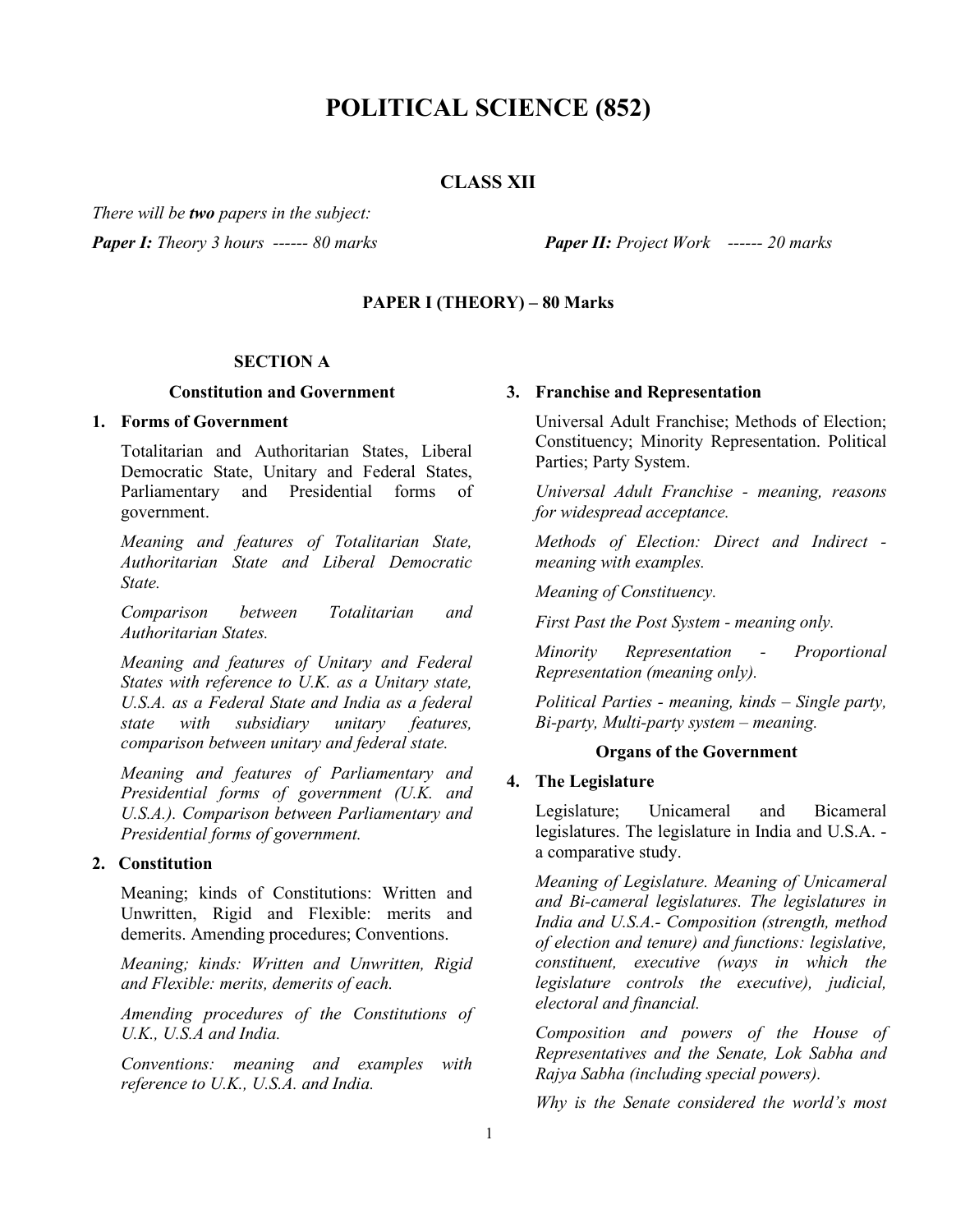# POLITICAL SCIENCE (852)

## CLASS XII

*There will be* ***two*** *papers in the subject:*

***Paper I:*** *Theory 3 hours ------ 80 marks*

***Paper II:*** *Project Work ------ 20 marks*

### PAPER I (THEORY) – 80 Marks

### SECTION A

#### Constitution and Government

**1. Forms of Government**

Totalitarian and Authoritarian States, Liberal Democratic State, Unitary and Federal States, Parliamentary and Presidential forms of government.

*Meaning and features of Totalitarian State, Authoritarian State and Liberal Democratic State.*

*Comparison between Totalitarian and Authoritarian States.*

*Meaning and features of Unitary and Federal States with reference to U.K. as a Unitary state, U.S.A. as a Federal State and India as a federal state with subsidiary unitary features, comparison between unitary and federal state.*

*Meaning and features of Parliamentary and Presidential forms of government (U.K. and U.S.A.). Comparison between Parliamentary and Presidential forms of government.*

**2. Constitution**

Meaning; kinds of Constitutions: Written and Unwritten, Rigid and Flexible: merits and demerits. Amending procedures; Conventions.

*Meaning; kinds: Written and Unwritten, Rigid and Flexible: merits, demerits of each.*

*Amending procedures of the Constitutions of U.K., U.S.A and India.*

*Conventions: meaning and examples with reference to U.K., U.S.A. and India.*

**3. Franchise and Representation**

Universal Adult Franchise; Methods of Election; Constituency; Minority Representation. Political Parties; Party System.

*Universal Adult Franchise - meaning, reasons for widespread acceptance.*

*Methods of Election: Direct and Indirect - meaning with examples.*

*Meaning of Constituency.*

*First Past the Post System - meaning only.*

*Minority Representation - Proportional Representation (meaning only).*

*Political Parties - meaning, kinds – Single party, Bi-party, Multi-party system – meaning.*

#### Organs of the Government

**4. The Legislature**

Legislature; Unicameral and Bicameral legislatures. The legislature in India and U.S.A. - a comparative study.

*Meaning of Legislature. Meaning of Unicameral and Bi-cameral legislatures. The legislatures in India and U.S.A.- Composition (strength, method of election and tenure) and functions: legislative, constituent, executive (ways in which the legislature controls the executive), judicial, electoral and financial.*

*Composition and powers of the House of Representatives and the Senate, Lok Sabha and Rajya Sabha (including special powers).*

*Why is the Senate considered the world's most*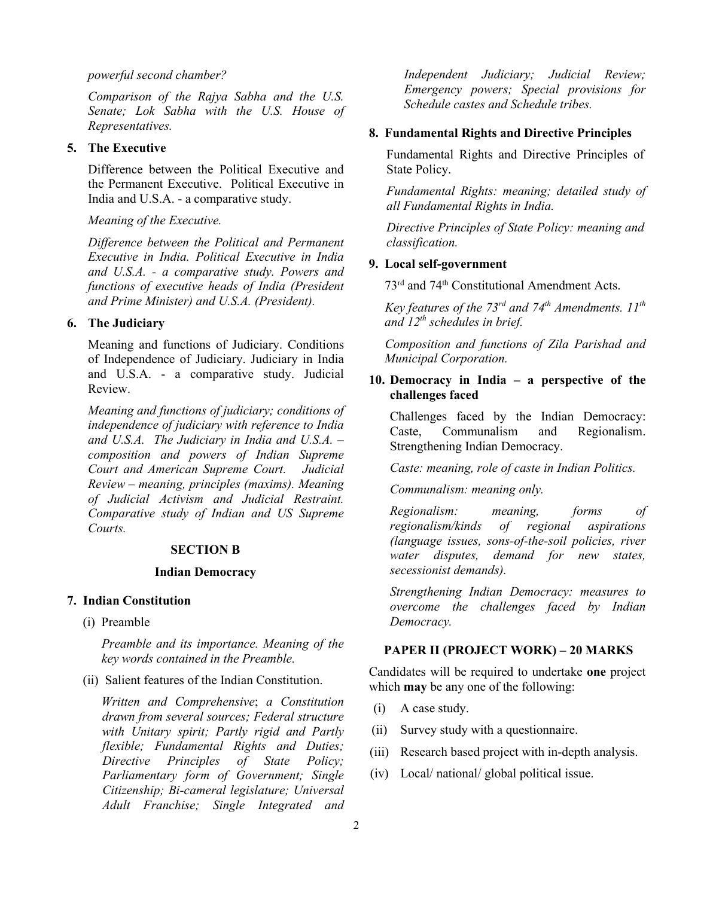*powerful second chamber?*

*Comparison of the Rajya Sabha and the U.S. Senate; Lok Sabha with the U.S. House of Representatives.*

**5. The Executive**

Difference between the Political Executive and the Permanent Executive. Political Executive in India and U.S.A. - a comparative study.

*Meaning of the Executive.*

*Difference between the Political and Permanent Executive in India. Political Executive in India and U.S.A. - a comparative study. Powers and functions of executive heads of India (President and Prime Minister) and U.S.A. (President).*

**6. The Judiciary**

Meaning and functions of Judiciary. Conditions of Independence of Judiciary. Judiciary in India and U.S.A. - a comparative study. Judicial Review.

*Meaning and functions of judiciary; conditions of independence of judiciary with reference to India and U.S.A. The Judiciary in India and U.S.A. – composition and powers of Indian Supreme Court and American Supreme Court. Judicial Review – meaning, principles (maxims). Meaning of Judicial Activism and Judicial Restraint. Comparative study of Indian and US Supreme Courts.*

## SECTION B

### Indian Democracy

**7. Indian Constitution**

(i) Preamble

*Preamble and its importance. Meaning of the key words contained in the Preamble.*

(ii) Salient features of the Indian Constitution.

*Written and Comprehensive*; *a Constitution drawn from several sources; Federal structure with Unitary spirit; Partly rigid and Partly flexible; Fundamental Rights and Duties; Directive Principles of State Policy; Parliamentary form of Government; Single Citizenship; Bi-cameral legislature; Universal Adult Franchise; Single Integrated and Independent Judiciary; Judicial Review; Emergency powers; Special provisions for Schedule castes and Schedule tribes.*

**8. Fundamental Rights and Directive Principles**

Fundamental Rights and Directive Principles of State Policy.

*Fundamental Rights: meaning; detailed study of all Fundamental Rights in India.*

*Directive Principles of State Policy: meaning and classification.*

**9. Local self-government**

73rd and 74th Constitutional Amendment Acts.

*Key features of the 73rd and 74th Amendments. 11th and 12th schedules in brief.*

*Composition and functions of Zila Parishad and Municipal Corporation.*

**10. Democracy in India – a perspective of the challenges faced**

Challenges faced by the Indian Democracy: Caste, Communalism and Regionalism. Strengthening Indian Democracy.

*Caste: meaning, role of caste in Indian Politics.*

*Communalism: meaning only.*

*Regionalism: meaning, forms of regionalism/kinds of regional aspirations (language issues, sons-of-the-soil policies, river water disputes, demand for new states, secessionist demands).*

*Strengthening Indian Democracy: measures to overcome the challenges faced by Indian Democracy.*

## PAPER II (PROJECT WORK) – 20 MARKS

Candidates will be required to undertake **one** project which **may** be any one of the following:

(i) A case study.

(ii) Survey study with a questionnaire.

(iii) Research based project with in-depth analysis.

(iv) Local/ national/ global political issue.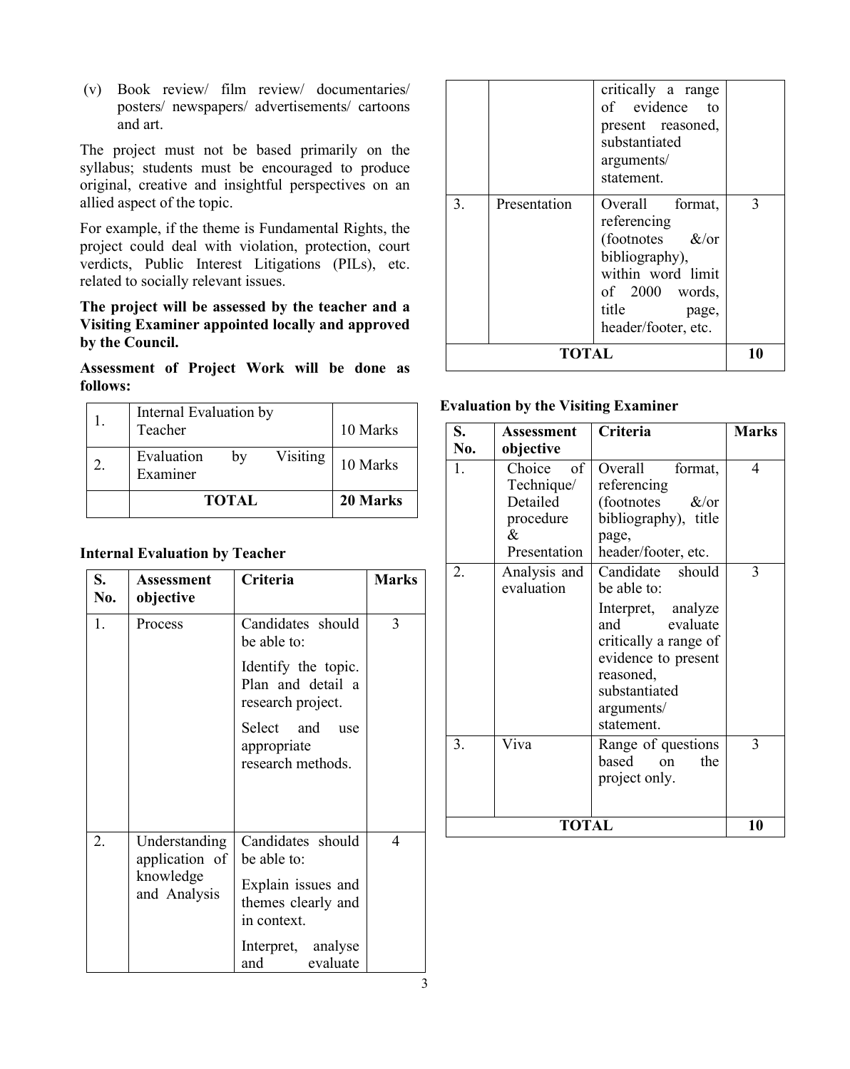(v) Book review/ film review/ documentaries/ posters/ newspapers/ advertisements/ cartoons and art.

The project must not be based primarily on the syllabus; students must be encouraged to produce original, creative and insightful perspectives on an allied aspect of the topic.

For example, if the theme is Fundamental Rights, the project could deal with violation, protection, court verdicts, Public Interest Litigations (PILs), etc. related to socially relevant issues.

**The project will be assessed by the teacher and a Visiting Examiner appointed locally and approved by the Council.**

**Assessment of Project Work will be done as follows:**

| | | |
|---|---|---|
| 1. | Internal Evaluation by Teacher | 10 Marks |
| 2. | Evaluation by Visiting Examiner | 10 Marks |
| | **TOTAL** | **20 Marks** |

**Internal Evaluation by Teacher**

| S. No. | Assessment objective | Criteria | Marks |
|---|---|---|---|
| 1. | Process | Candidates should be able to: Identify the topic. Plan and detail a research project. Select and use appropriate research methods. | 3 |
| 2. | Understanding application of knowledge and Analysis | Candidates should be able to: Explain issues and themes clearly and in context. Interpret, analyse and evaluate critically a range of evidence to present reasoned, substantiated arguments/ statement. | 4 |
| 3. | Presentation | Overall format, referencing (footnotes &/or bibliography), within word limit of 2000 words, title page, header/footer, etc. | 3 |
| | **TOTAL** | | **10** |

**Evaluation by the Visiting Examiner**

| S. No. | Assessment objective | Criteria | Marks |
|---|---|---|---|
| 1. | Choice of Technique/ Detailed procedure & Presentation | Overall format, referencing (footnotes &/or bibliography), title page, header/footer, etc. | 4 |
| 2. | Analysis and evaluation | Candidate should be able to: Interpret, analyze and evaluate critically a range of evidence to present reasoned, substantiated arguments/ statement. | 3 |
| 3. | Viva | Range of questions based on the project only. | 3 |
| | **TOTAL** | | **10** |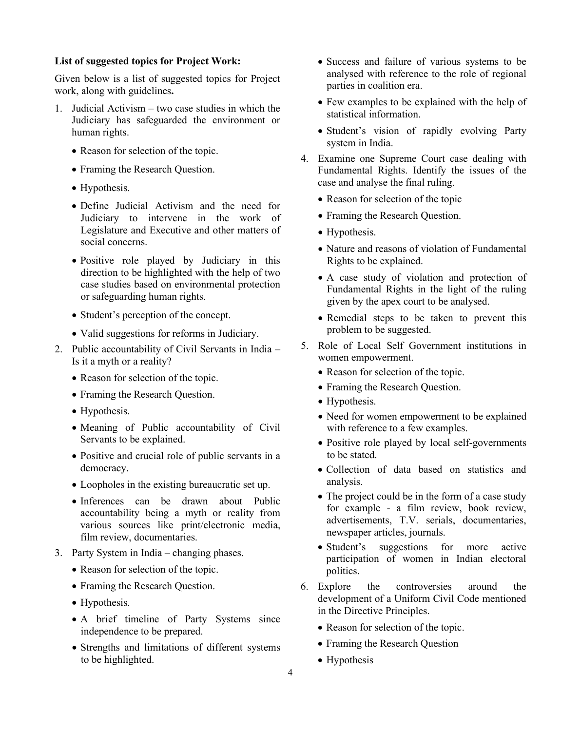**List of suggested topics for Project Work:**

Given below is a list of suggested topics for Project work, along with guidelines**.**

1. Judicial Activism – two case studies in which the Judiciary has safeguarded the environment or human rights.
   - Reason for selection of the topic.
   - Framing the Research Question.
   - Hypothesis.
   - Define Judicial Activism and the need for Judiciary to intervene in the work of Legislature and Executive and other matters of social concerns.
   - Positive role played by Judiciary in this direction to be highlighted with the help of two case studies based on environmental protection or safeguarding human rights.
   - Student's perception of the concept.
   - Valid suggestions for reforms in Judiciary.
2. Public accountability of Civil Servants in India – Is it a myth or a reality?
   - Reason for selection of the topic.
   - Framing the Research Question.
   - Hypothesis.
   - Meaning of Public accountability of Civil Servants to be explained.
   - Positive and crucial role of public servants in a democracy.
   - Loopholes in the existing bureaucratic set up.
   - Inferences can be drawn about Public accountability being a myth or reality from various sources like print/electronic media, film review, documentaries.
3. Party System in India – changing phases.
   - Reason for selection of the topic.
   - Framing the Research Question.
   - Hypothesis.
   - A brief timeline of Party Systems since independence to be prepared.
   - Strengths and limitations of different systems to be highlighted.
   - Success and failure of various systems to be analysed with reference to the role of regional parties in coalition era.
   - Few examples to be explained with the help of statistical information.
   - Student's vision of rapidly evolving Party system in India.
4. Examine one Supreme Court case dealing with Fundamental Rights. Identify the issues of the case and analyse the final ruling.
   - Reason for selection of the topic
   - Framing the Research Question.
   - Hypothesis.
   - Nature and reasons of violation of Fundamental Rights to be explained.
   - A case study of violation and protection of Fundamental Rights in the light of the ruling given by the apex court to be analysed.
   - Remedial steps to be taken to prevent this problem to be suggested.
5. Role of Local Self Government institutions in women empowerment.
   - Reason for selection of the topic.
   - Framing the Research Question.
   - Hypothesis.
   - Need for women empowerment to be explained with reference to a few examples.
   - Positive role played by local self-governments to be stated.
   - Collection of data based on statistics and analysis.
   - The project could be in the form of a case study for example - a film review, book review, advertisements, T.V. serials, documentaries, newspaper articles, journals.
   - Student's suggestions for more active participation of women in Indian electoral politics.
6. Explore the controversies around the development of a Uniform Civil Code mentioned in the Directive Principles.
   - Reason for selection of the topic.
   - Framing the Research Question
   - Hypothesis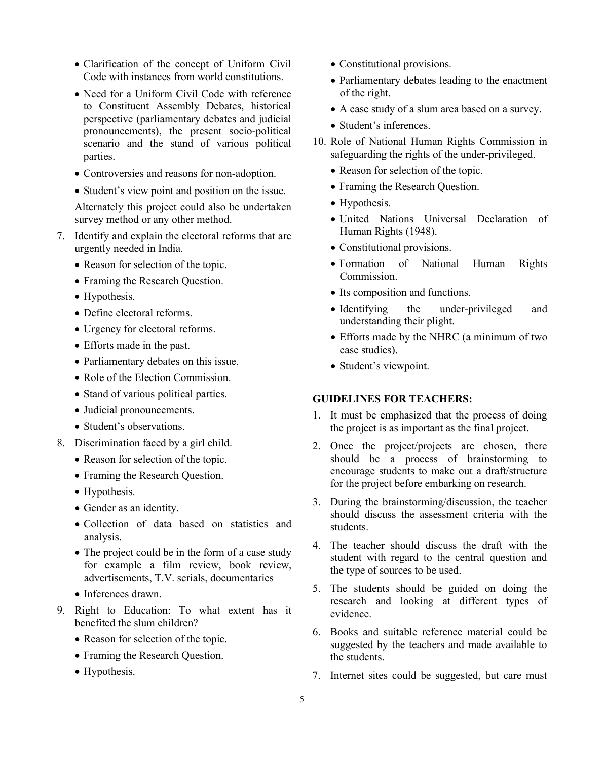- Clarification of the concept of Uniform Civil Code with instances from world constitutions.
- Need for a Uniform Civil Code with reference to Constituent Assembly Debates, historical perspective (parliamentary debates and judicial pronouncements), the present socio-political scenario and the stand of various political parties.
- Controversies and reasons for non-adoption.
- Student's view point and position on the issue.

Alternately this project could also be undertaken survey method or any other method.

7. Identify and explain the electoral reforms that are urgently needed in India.
   - Reason for selection of the topic.
   - Framing the Research Question.
   - Hypothesis.
   - Define electoral reforms.
   - Urgency for electoral reforms.
   - Efforts made in the past.
   - Parliamentary debates on this issue.
   - Role of the Election Commission.
   - Stand of various political parties.
   - Judicial pronouncements.
   - Student's observations.
8. Discrimination faced by a girl child.
   - Reason for selection of the topic.
   - Framing the Research Question.
   - Hypothesis.
   - Gender as an identity.
   - Collection of data based on statistics and analysis.
   - The project could be in the form of a case study for example a film review, book review, advertisements, T.V. serials, documentaries
   - Inferences drawn.
9. Right to Education: To what extent has it benefited the slum children?
   - Reason for selection of the topic.
   - Framing the Research Question.
   - Hypothesis.
   - Constitutional provisions.
   - Parliamentary debates leading to the enactment of the right.
   - A case study of a slum area based on a survey.
   - Student's inferences.
10. Role of National Human Rights Commission in safeguarding the rights of the under-privileged.
    - Reason for selection of the topic.
    - Framing the Research Question.
    - Hypothesis.
    - United Nations Universal Declaration of Human Rights (1948).
    - Constitutional provisions.
    - Formation of National Human Rights Commission.
    - Its composition and functions.
    - Identifying the under-privileged and understanding their plight.
    - Efforts made by the NHRC (a minimum of two case studies).
    - Student's viewpoint.

**GUIDELINES FOR TEACHERS:**

1. It must be emphasized that the process of doing the project is as important as the final project.
2. Once the project/projects are chosen, there should be a process of brainstorming to encourage students to make out a draft/structure for the project before embarking on research.
3. During the brainstorming/discussion, the teacher should discuss the assessment criteria with the students.
4. The teacher should discuss the draft with the student with regard to the central question and the type of sources to be used.
5. The students should be guided on doing the research and looking at different types of evidence.
6. Books and suitable reference material could be suggested by the teachers and made available to the students.
7. Internet sites could be suggested, but care must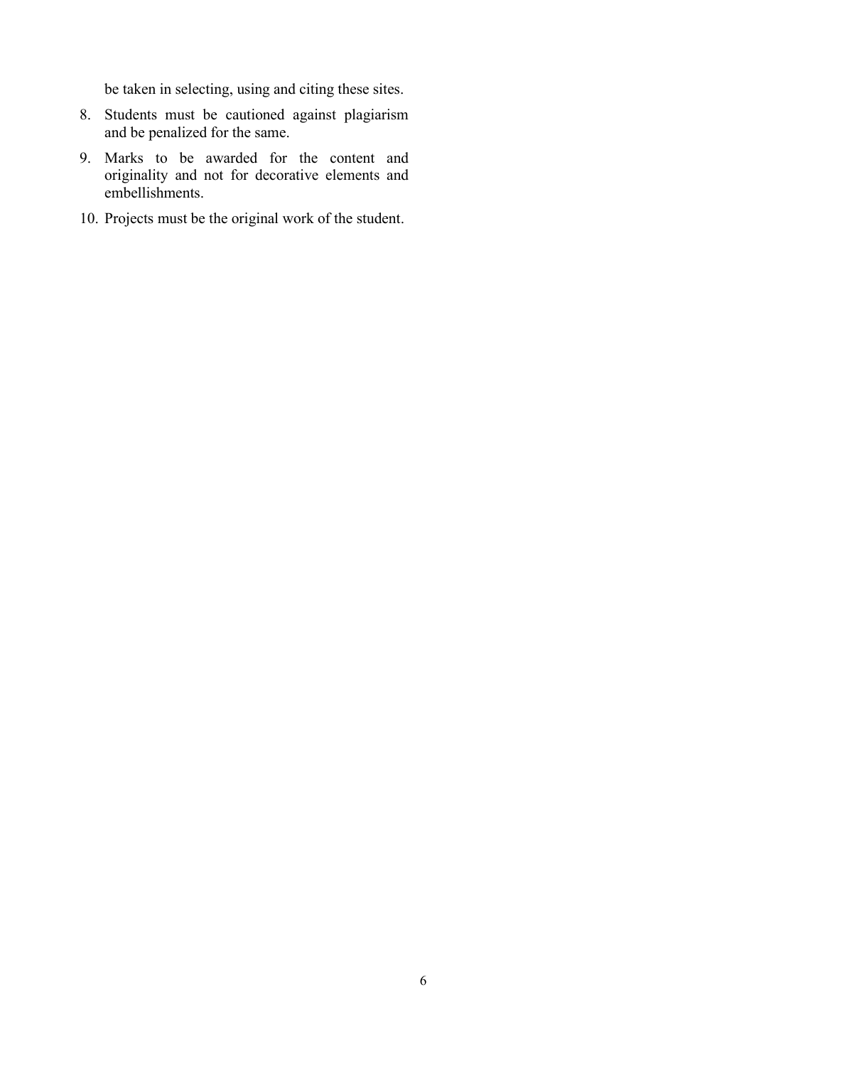be taken in selecting, using and citing these sites.

8. Students must be cautioned against plagiarism and be penalized for the same.
9. Marks to be awarded for the content and originality and not for decorative elements and embellishments.
10. Projects must be the original work of the student.